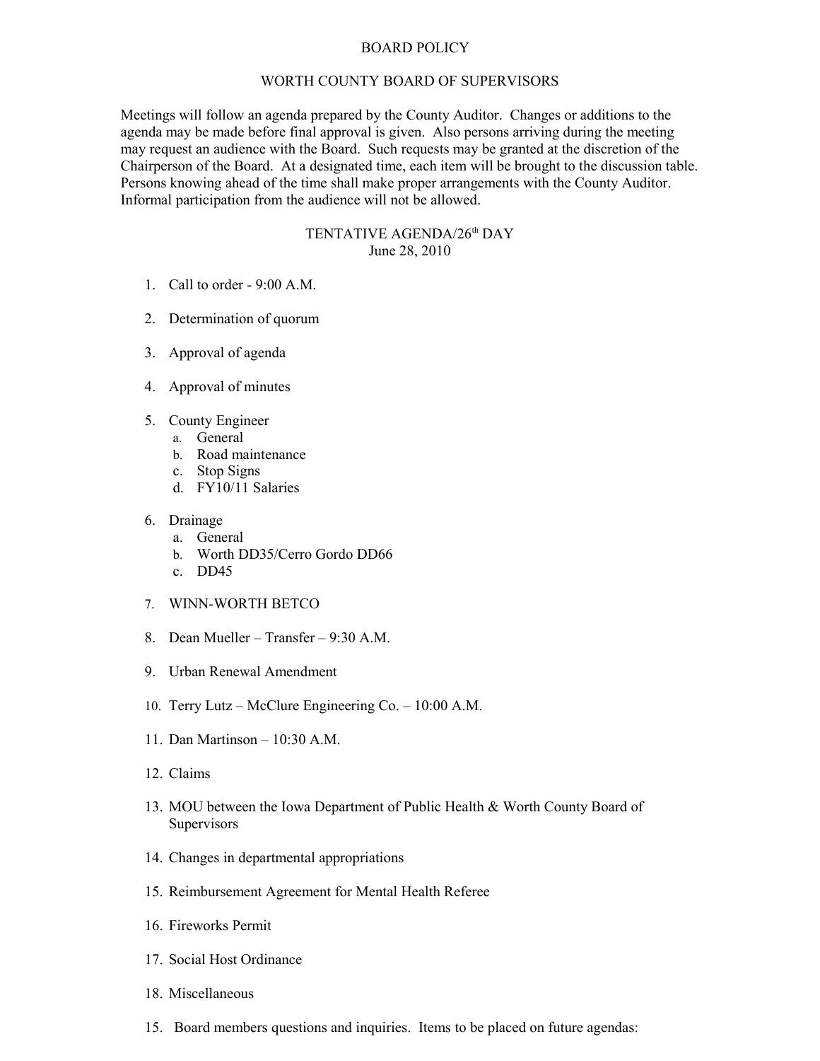# BOARD POLICY

## WORTH COUNTY BOARD OF SUPERVISORS

Meetings will follow an agenda prepared by the County Auditor. Changes or additions to the agenda may be made before final approval is given. Also persons arriving during the meeting may request an audience with the Board. Such requests may be granted at the discretion of the Chairperson of the Board. At a designated time, each item will be brought to the discussion table. Persons knowing ahead of the time shall make proper arrangements with the County Auditor. Informal participation from the audience will not be allowed.

## TENTATIVE AGENDA/26th DAY
June 28, 2010

1. Call to order - 9:00 A.M.

2. Determination of quorum

3. Approval of agenda

4. Approval of minutes

5. County Engineer
   a. General
   b. Road maintenance
   c. Stop Signs
   d. FY10/11 Salaries

6. Drainage
   a. General
   b. Worth DD35/Cerro Gordo DD66
   c. DD45

7. WINN-WORTH BETCO

8. Dean Mueller – Transfer – 9:30 A.M.

9. Urban Renewal Amendment

10. Terry Lutz – McClure Engineering Co. – 10:00 A.M.

11. Dan Martinson – 10:30 A.M.

12. Claims

13. MOU between the Iowa Department of Public Health & Worth County Board of Supervisors

14. Changes in departmental appropriations

15. Reimbursement Agreement for Mental Health Referee

16. Fireworks Permit

17. Social Host Ordinance

18. Miscellaneous

15. Board members questions and inquiries. Items to be placed on future agendas: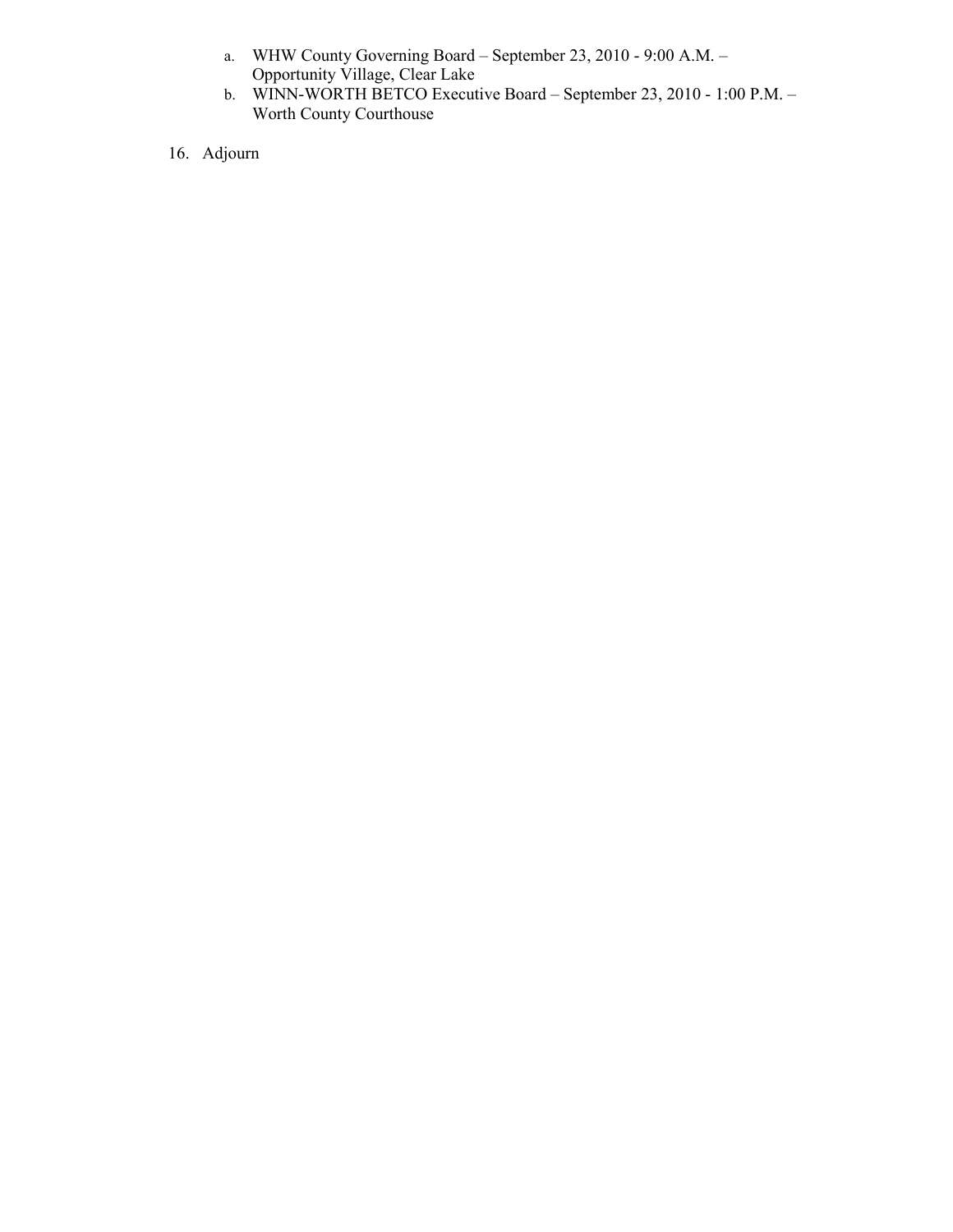a. WHW County Governing Board – September 23, 2010 - 9:00 A.M. – Opportunity Village, Clear Lake
   b. WINN-WORTH BETCO Executive Board – September 23, 2010 - 1:00 P.M. – Worth County Courthouse

16. Adjourn